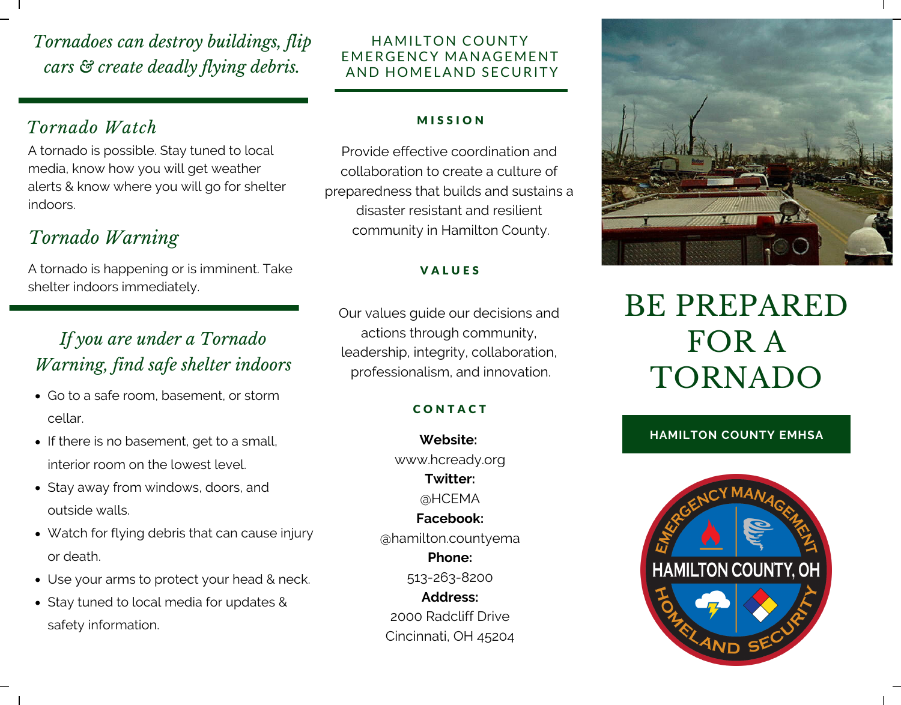*Tornadoes can destroy buildings, flip cars & create deadly flying debris.*

## *Tornado Watch*

A tornado is possible. Stay tuned to local media, know how you will get weather alerts & know where you will go for shelter indoors.

## *Tornado Warning*

A tornado is happening or is imminent. Take shelter indoors immediately.

## *If you are under a Tornado Warning, find safe shelter indoors*

- Go to a safe room, basement, or storm cellar.
- If there is no basement, get to a small, interior room on the lowest level.
- Stay away from windows, doors, and outside walls.
- Watch for flying debris that can cause injury or death.
- Use your arms to protect your head & neck.
- Stay tuned to local media for updates & safety information.

# HAMILTON COUNTY EMERGENCY MANAGEMENT AND HOMELAND SECURITY

### MISSION

Provide effective coordination and collaboration to create a culture of preparedness that builds and sustains a disaster resistant and resilient community in Hamilton County.

### VALUES

Our values guide our decisions and actions through community, leadership, integrity, collaboration, professionalism, and innovation.

### CONTACT

**Website:**
www.hcready.org
**Twitter:**
@HCEMA
**Facebook:**
@hamilton.countyema
**Phone:**
513-263-8200
**Address:**
2000 Radcliff Drive
Cincinnati, OH 45204

# BE PREPARED FOR A TORNADO

**HAMILTON COUNTY EMHSA**

EMERGENCY MANAGEMENT
HAMILTON COUNTY, OH
HOMELAND SECURITY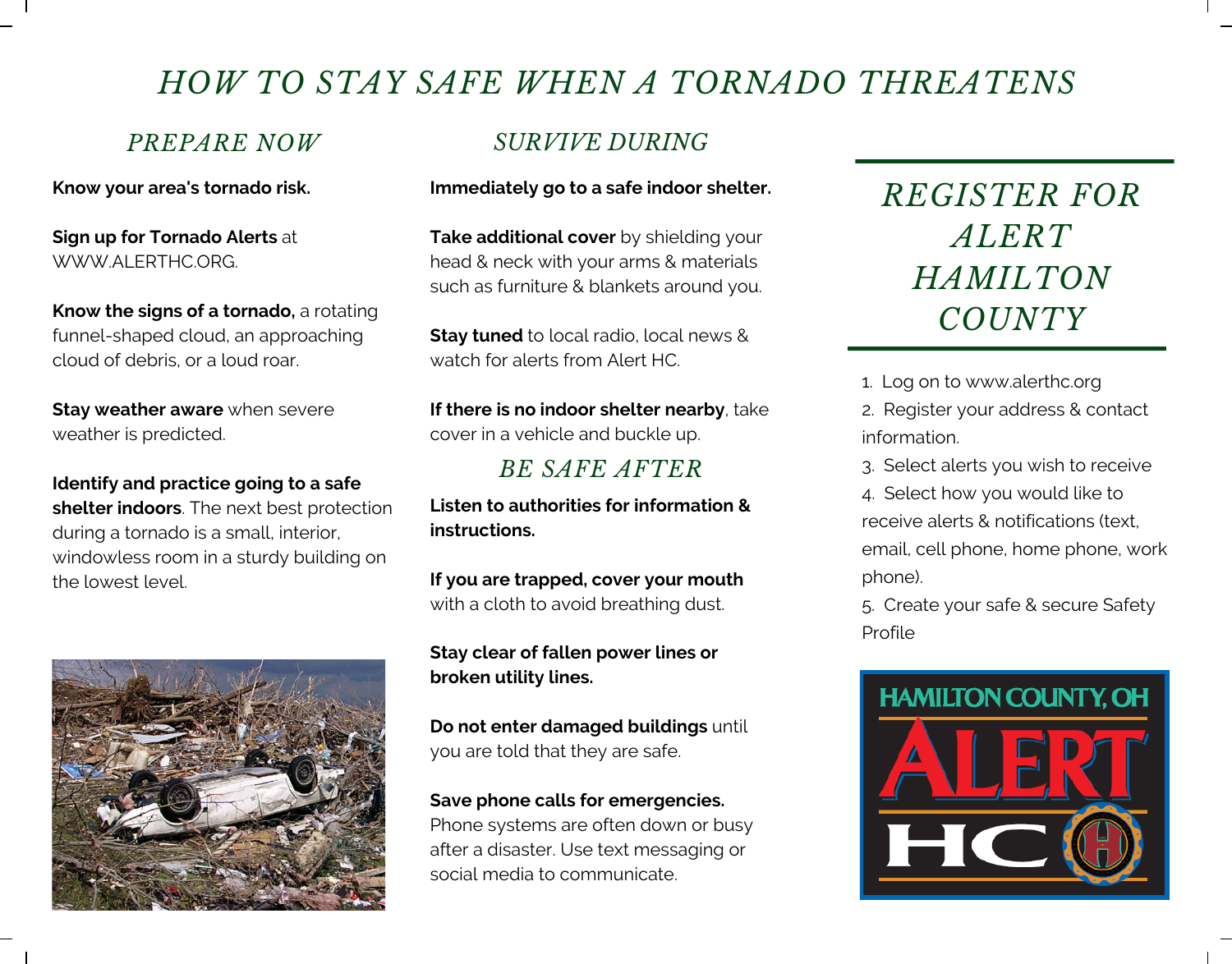# *HOW TO STAY SAFE WHEN A TORNADO THREATENS*

## *PREPARE NOW*

**Know your area's tornado risk.**

**Sign up for Tornado Alerts** at WWW.ALERTHC.ORG.

**Know the signs of a tornado,** a rotating funnel-shaped cloud, an approaching cloud of debris, or a loud roar.

**Stay weather aware** when severe weather is predicted.

**Identify and practice going to a safe shelter indoors**. The next best protection during a tornado is a small, interior, windowless room in a sturdy building on the lowest level.

## *SURVIVE DURING*

**Immediately go to a safe indoor shelter.**

**Take additional cover** by shielding your head & neck with your arms & materials such as furniture & blankets around you.

**Stay tuned** to local radio, local news & watch for alerts from Alert HC.

**If there is no indoor shelter nearby**, take cover in a vehicle and buckle up.

## *BE SAFE AFTER*

**Listen to authorities for information & instructions.**

**If you are trapped, cover your mouth** with a cloth to avoid breathing dust.

**Stay clear of fallen power lines or broken utility lines.**

**Do not enter damaged buildings** until you are told that they are safe.

**Save phone calls for emergencies.** Phone systems are often down or busy after a disaster. Use text messaging or social media to communicate.

## *REGISTER FOR ALERT HAMILTON COUNTY*

1. Log on to www.alerthc.org
2. Register your address & contact information.
3. Select alerts you wish to receive
4. Select how you would like to receive alerts & notifications (text, email, cell phone, home phone, work phone).
5. Create your safe & secure Safety Profile

HAMILTON COUNTY, OH

ALERT

HC